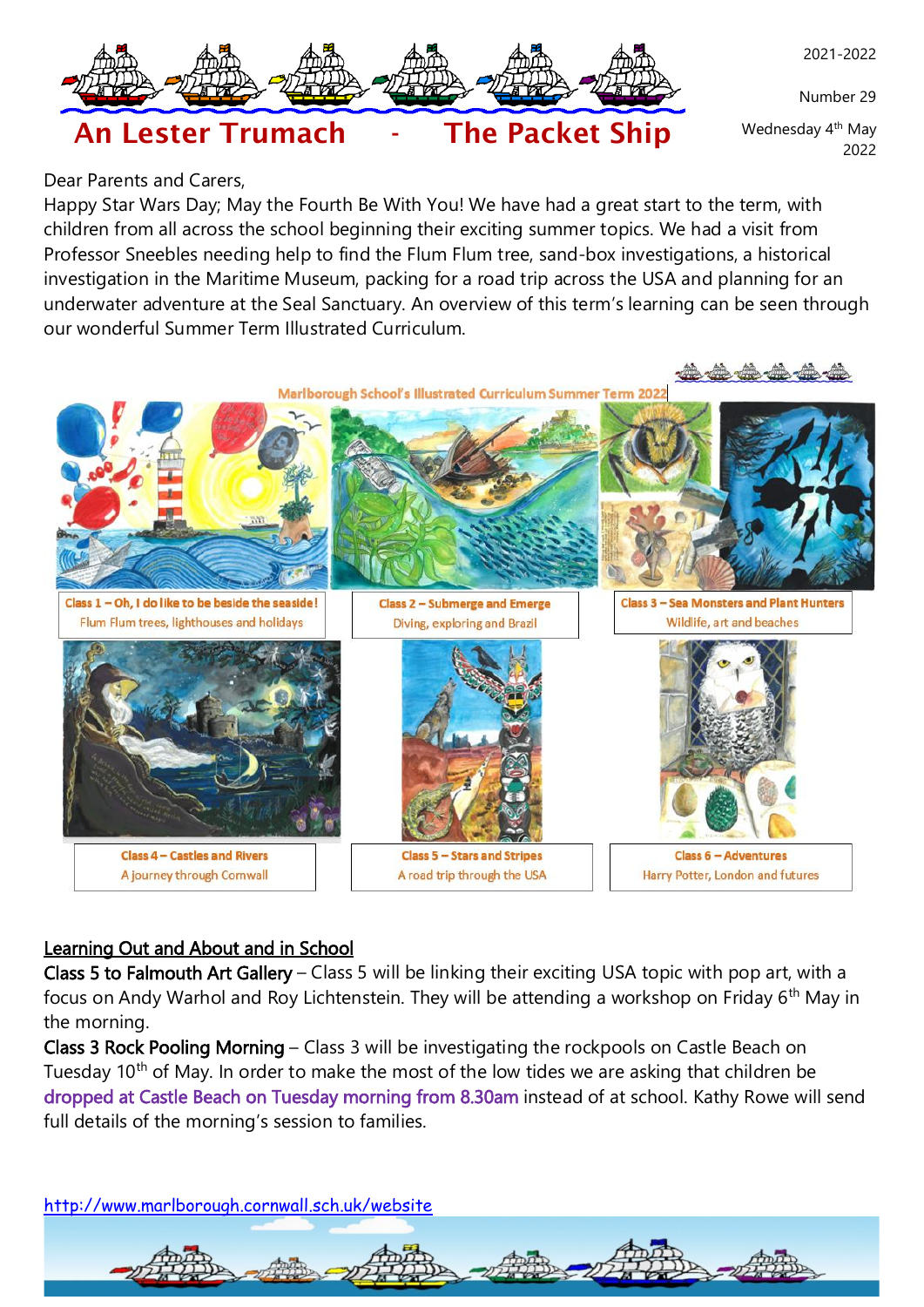# An Lester Trumach - The Packet Ship

2021-2022

Number 29

Wednesday 4th May 2022

Dear Parents and Carers,

Happy Star Wars Day; May the Fourth Be With You! We have had a great start to the term, with children from all across the school beginning their exciting summer topics. We had a visit from Professor Sneebles needing help to find the Flum Flum tree, sand-box investigations, a historical investigation in the Maritime Museum, packing for a road trip across the USA and planning for an underwater adventure at the Seal Sanctuary. An overview of this term's learning can be seen through our wonderful Summer Term Illustrated Curriculum.

**Marlborough School's Illustrated Curriculum Summer Term 2022**

**Class 1 – Oh, I do like to be beside the seaside!**
Flum Flum trees, lighthouses and holidays

**Class 2 – Submerge and Emerge**
Diving, exploring and Brazil

**Class 3 – Sea Monsters and Plant Hunters**
Wildlife, art and beaches

**Class 4 – Castles and Rivers**
A journey through Cornwall

**Class 5 – Stars and Stripes**
A road trip through the USA

**Class 6 – Adventures**
Harry Potter, London and futures

## Learning Out and About and in School

**Class 5 to Falmouth Art Gallery** – Class 5 will be linking their exciting USA topic with pop art, with a focus on Andy Warhol and Roy Lichtenstein. They will be attending a workshop on Friday 6th May in the morning.

**Class 3 Rock Pooling Morning** – Class 3 will be investigating the rockpools on Castle Beach on Tuesday 10th of May. In order to make the most of the low tides we are asking that children be dropped at Castle Beach on Tuesday morning from 8.30am instead of at school. Kathy Rowe will send full details of the morning's session to families.

http://www.marlborough.cornwall.sch.uk/website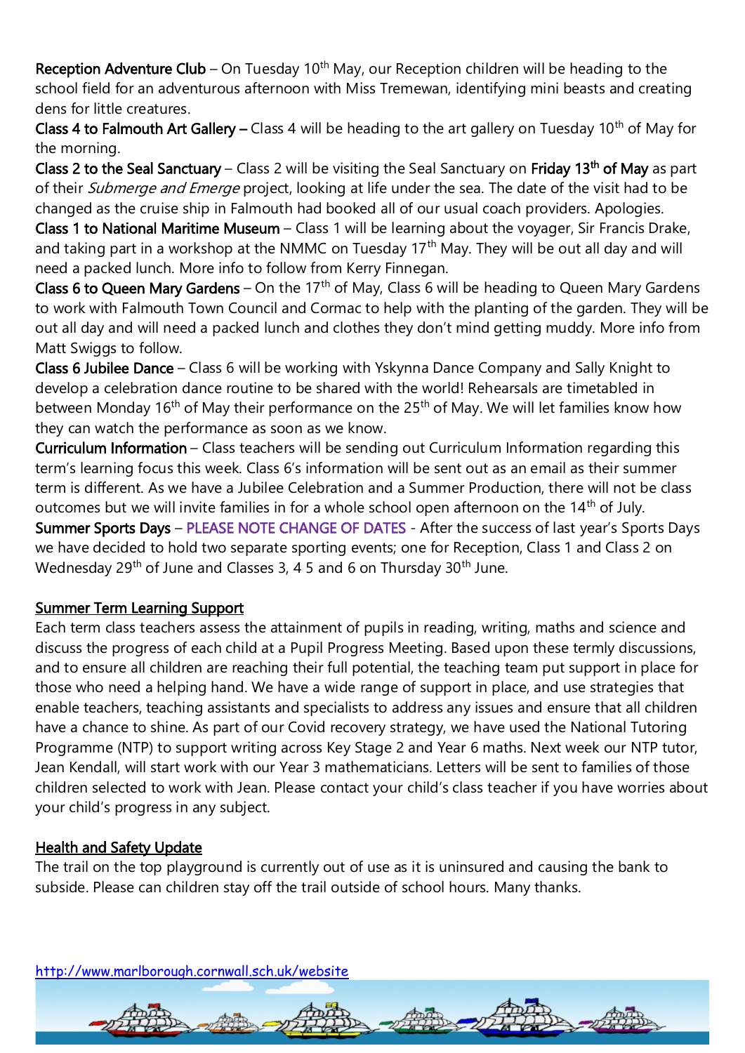**Reception Adventure Club** – On Tuesday 10th May, our Reception children will be heading to the school field for an adventurous afternoon with Miss Tremewan, identifying mini beasts and creating dens for little creatures.
**Class 4 to Falmouth Art Gallery –** Class 4 will be heading to the art gallery on Tuesday 10th of May for the morning.
**Class 2 to the Seal Sanctuary** – Class 2 will be visiting the Seal Sanctuary on **Friday 13th of May** as part of their *Submerge and Emerge* project, looking at life under the sea. The date of the visit had to be changed as the cruise ship in Falmouth had booked all of our usual coach providers. Apologies.
**Class 1 to National Maritime Museum** – Class 1 will be learning about the voyager, Sir Francis Drake, and taking part in a workshop at the NMMC on Tuesday 17th May. They will be out all day and will need a packed lunch. More info to follow from Kerry Finnegan.
**Class 6 to Queen Mary Gardens** – On the 17th of May, Class 6 will be heading to Queen Mary Gardens to work with Falmouth Town Council and Cormac to help with the planting of the garden. They will be out all day and will need a packed lunch and clothes they don't mind getting muddy. More info from Matt Swiggs to follow.
**Class 6 Jubilee Dance** – Class 6 will be working with Yskynna Dance Company and Sally Knight to develop a celebration dance routine to be shared with the world! Rehearsals are timetabled in between Monday 16th of May their performance on the 25th of May. We will let families know how they can watch the performance as soon as we know.
**Curriculum Information** – Class teachers will be sending out Curriculum Information regarding this term's learning focus this week. Class 6's information will be sent out as an email as their summer term is different. As we have a Jubilee Celebration and a Summer Production, there will not be class outcomes but we will invite families in for a whole school open afternoon on the 14th of July.
**Summer Sports Days** – PLEASE NOTE CHANGE OF DATES - After the success of last year's Sports Days we have decided to hold two separate sporting events; one for Reception, Class 1 and Class 2 on Wednesday 29th of June and Classes 3, 4 5 and 6 on Thursday 30th June.

## Summer Term Learning Support

Each term class teachers assess the attainment of pupils in reading, writing, maths and science and discuss the progress of each child at a Pupil Progress Meeting. Based upon these termly discussions, and to ensure all children are reaching their full potential, the teaching team put support in place for those who need a helping hand. We have a wide range of support in place, and use strategies that enable teachers, teaching assistants and specialists to address any issues and ensure that all children have a chance to shine. As part of our Covid recovery strategy, we have used the National Tutoring Programme (NTP) to support writing across Key Stage 2 and Year 6 maths. Next week our NTP tutor, Jean Kendall, will start work with our Year 3 mathematicians. Letters will be sent to families of those children selected to work with Jean. Please contact your child's class teacher if you have worries about your child's progress in any subject.

## Health and Safety Update

The trail on the top playground is currently out of use as it is uninsured and causing the bank to subside. Please can children stay off the trail outside of school hours. Many thanks.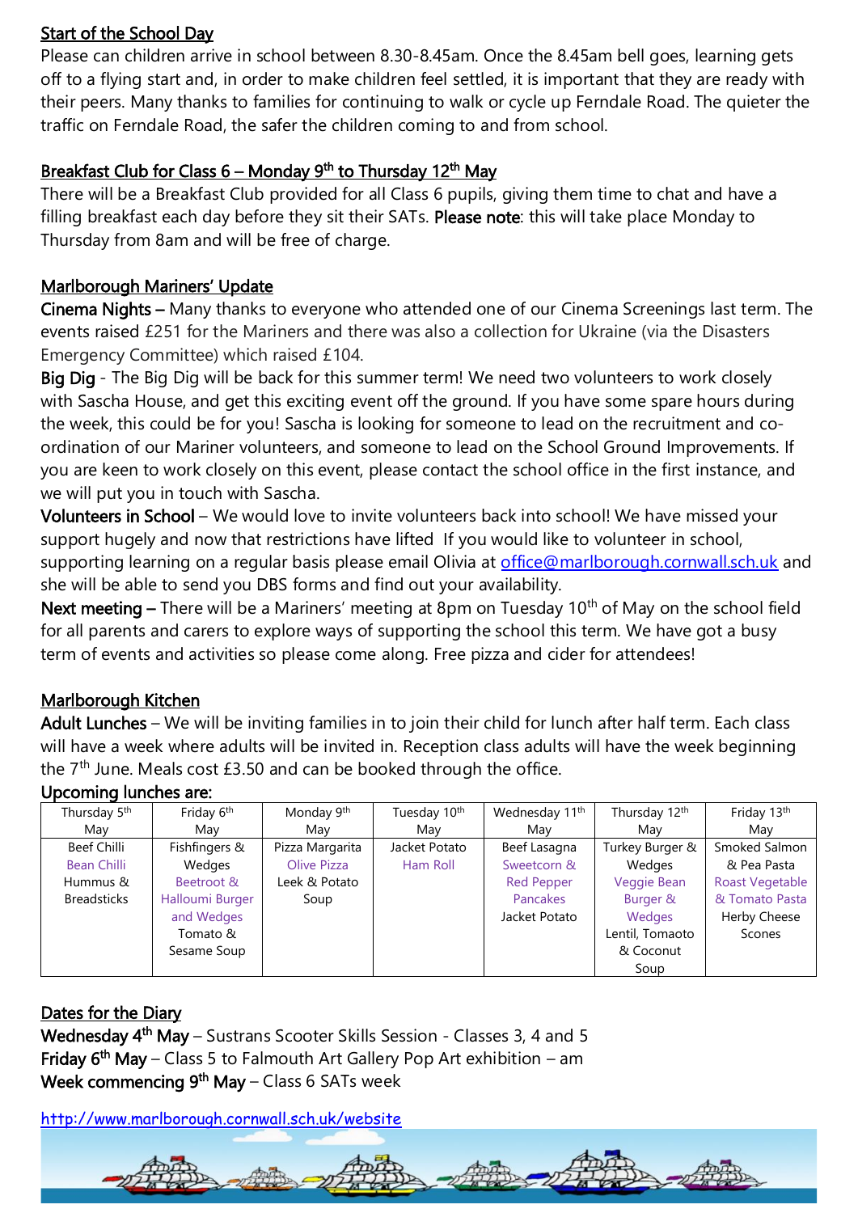## Start of the School Day

Please can children arrive in school between 8.30-8.45am. Once the 8.45am bell goes, learning gets off to a flying start and, in order to make children feel settled, it is important that they are ready with their peers. Many thanks to families for continuing to walk or cycle up Ferndale Road. The quieter the traffic on Ferndale Road, the safer the children coming to and from school.

## Breakfast Club for Class 6 – Monday 9th to Thursday 12th May

There will be a Breakfast Club provided for all Class 6 pupils, giving them time to chat and have a filling breakfast each day before they sit their SATs. **Please note**: this will take place Monday to Thursday from 8am and will be free of charge.

## Marlborough Mariners' Update

**Cinema Nights –** Many thanks to everyone who attended one of our Cinema Screenings last term. The events raised £251 for the Mariners and there was also a collection for Ukraine (via the Disasters Emergency Committee) which raised £104.

**Big Dig** - The Big Dig will be back for this summer term! We need two volunteers to work closely with Sascha House, and get this exciting event off the ground. If you have some spare hours during the week, this could be for you! Sascha is looking for someone to lead on the recruitment and co-ordination of our Mariner volunteers, and someone to lead on the School Ground Improvements. If you are keen to work closely on this event, please contact the school office in the first instance, and we will put you in touch with Sascha.

**Volunteers in School** – We would love to invite volunteers back into school! We have missed your support hugely and now that restrictions have lifted If you would like to volunteer in school, supporting learning on a regular basis please email Olivia at office@marlborough.cornwall.sch.uk and she will be able to send you DBS forms and find out your availability.

**Next meeting –** There will be a Mariners' meeting at 8pm on Tuesday 10th of May on the school field for all parents and carers to explore ways of supporting the school this term. We have got a busy term of events and activities so please come along. Free pizza and cider for attendees!

## Marlborough Kitchen

**Adult Lunches** – We will be inviting families in to join their child for lunch after half term. Each class will have a week where adults will be invited in. Reception class adults will have the week beginning the 7th June. Meals cost £3.50 and can be booked through the office.

**Upcoming lunches are:**

| Thursday 5th May | Friday 6th May | Monday 9th May | Tuesday 10th May | Wednesday 11th May | Thursday 12th May | Friday 13th May |
|---|---|---|---|---|---|---|
| Beef Chilli<br>Bean Chilli<br>Hummus & Breadsticks | Fishfingers & Wedges<br>Beetroot & Halloumi Burger and Wedges<br>Tomato & Sesame Soup | Pizza Margarita<br>Olive Pizza<br>Leek & Potato Soup | Jacket Potato<br>Ham Roll | Beef Lasagna<br>Sweetcorn & Red Pepper Pancakes<br>Jacket Potato | Turkey Burger & Wedges<br>Veggie Bean Burger & Wedges<br>Lentil, Tomaoto & Coconut Soup | Smoked Salmon & Pea Pasta<br>Roast Vegetable & Tomato Pasta<br>Herby Cheese Scones |

## Dates for the Diary

**Wednesday 4th May** – Sustrans Scooter Skills Session - Classes 3, 4 and 5
**Friday 6th May** – Class 5 to Falmouth Art Gallery Pop Art exhibition – am
**Week commencing 9th May** – Class 6 SATs week

http://www.marlborough.cornwall.sch.uk/website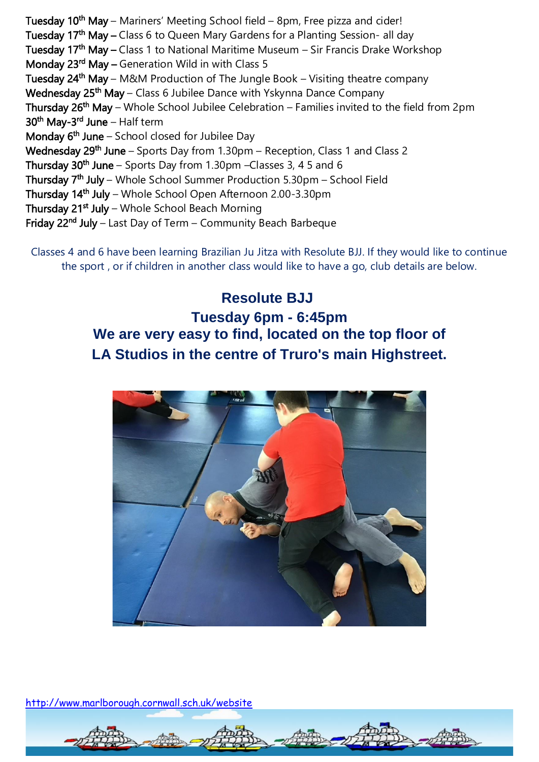**Tuesday 10th May** – Mariners' Meeting School field – 8pm, Free pizza and cider!
**Tuesday 17th May** – Class 6 to Queen Mary Gardens for a Planting Session- all day
**Tuesday 17th May** – Class 1 to National Maritime Museum – Sir Francis Drake Workshop
**Monday 23rd May** – Generation Wild in with Class 5
**Tuesday 24th May** – M&M Production of The Jungle Book – Visiting theatre company
**Wednesday 25th May** – Class 6 Jubilee Dance with Yskynna Dance Company
**Thursday 26th May** – Whole School Jubilee Celebration – Families invited to the field from 2pm
**30th May-3rd June** – Half term
**Monday 6th June** – School closed for Jubilee Day
**Wednesday 29th June** – Sports Day from 1.30pm – Reception, Class 1 and Class 2
**Thursday 30th June** – Sports Day from 1.30pm –Classes 3, 4 5 and 6
**Thursday 7th July** – Whole School Summer Production 5.30pm – School Field
**Thursday 14th July** – Whole School Open Afternoon 2.00-3.30pm
**Thursday 21st July** – Whole School Beach Morning
**Friday 22nd July** – Last Day of Term – Community Beach Barbeque

Classes 4 and 6 have been learning Brazilian Ju Jitza with Resolute BJJ. If they would like to continue the sport , or if children in another class would like to have a go, club details are below.

**Resolute BJJ**
**Tuesday 6pm - 6:45pm**
**We are very easy to find, located on the top floor of LA Studios in the centre of Truro's main Highstreet.**

http://www.marlborough.cornwall.sch.uk/website